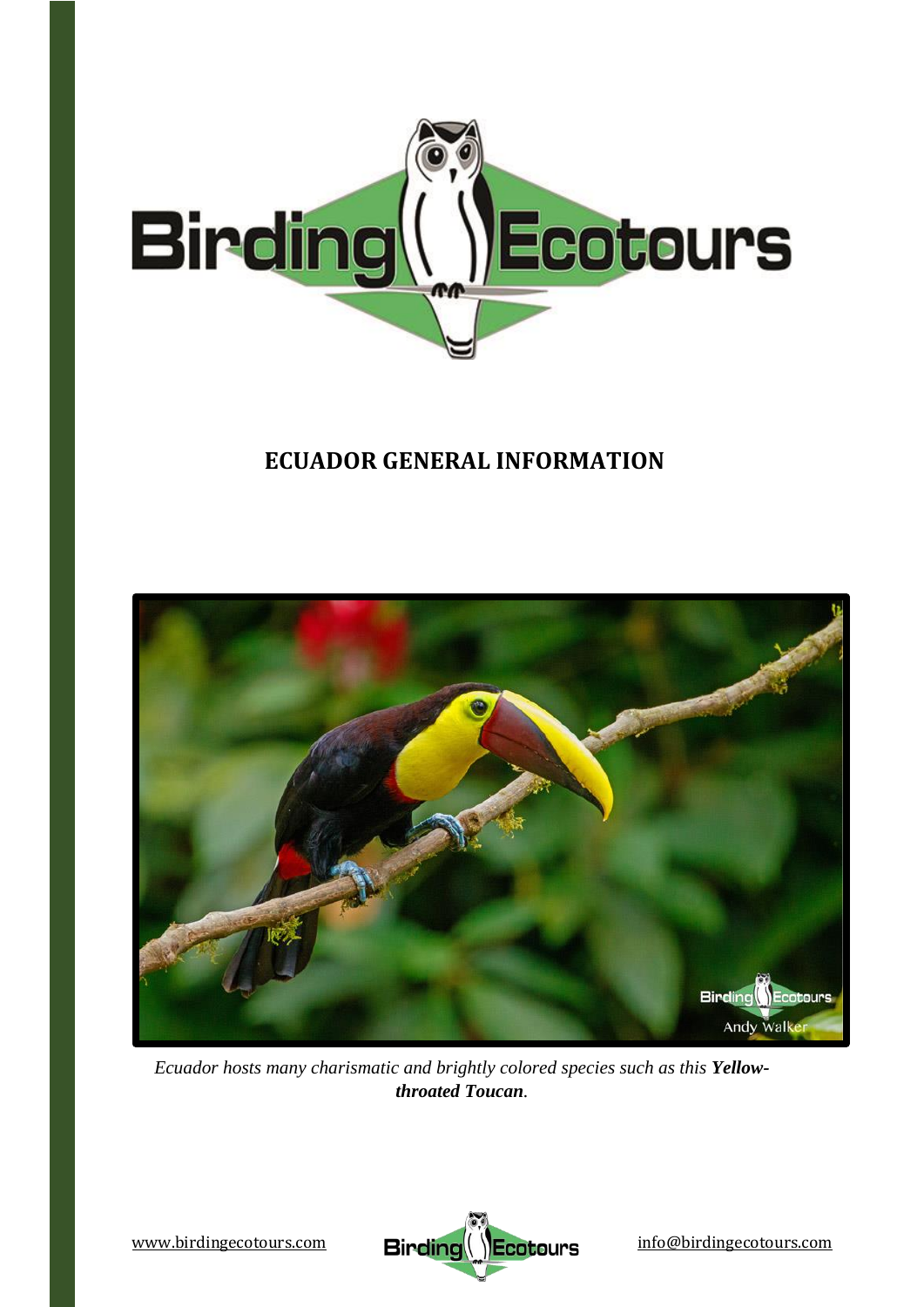# ECUADOR GENERAL INFORMATION

*Ecuador hosts many charismatic and brightly colored species such as this* ***Yellow-throated Toucan****.*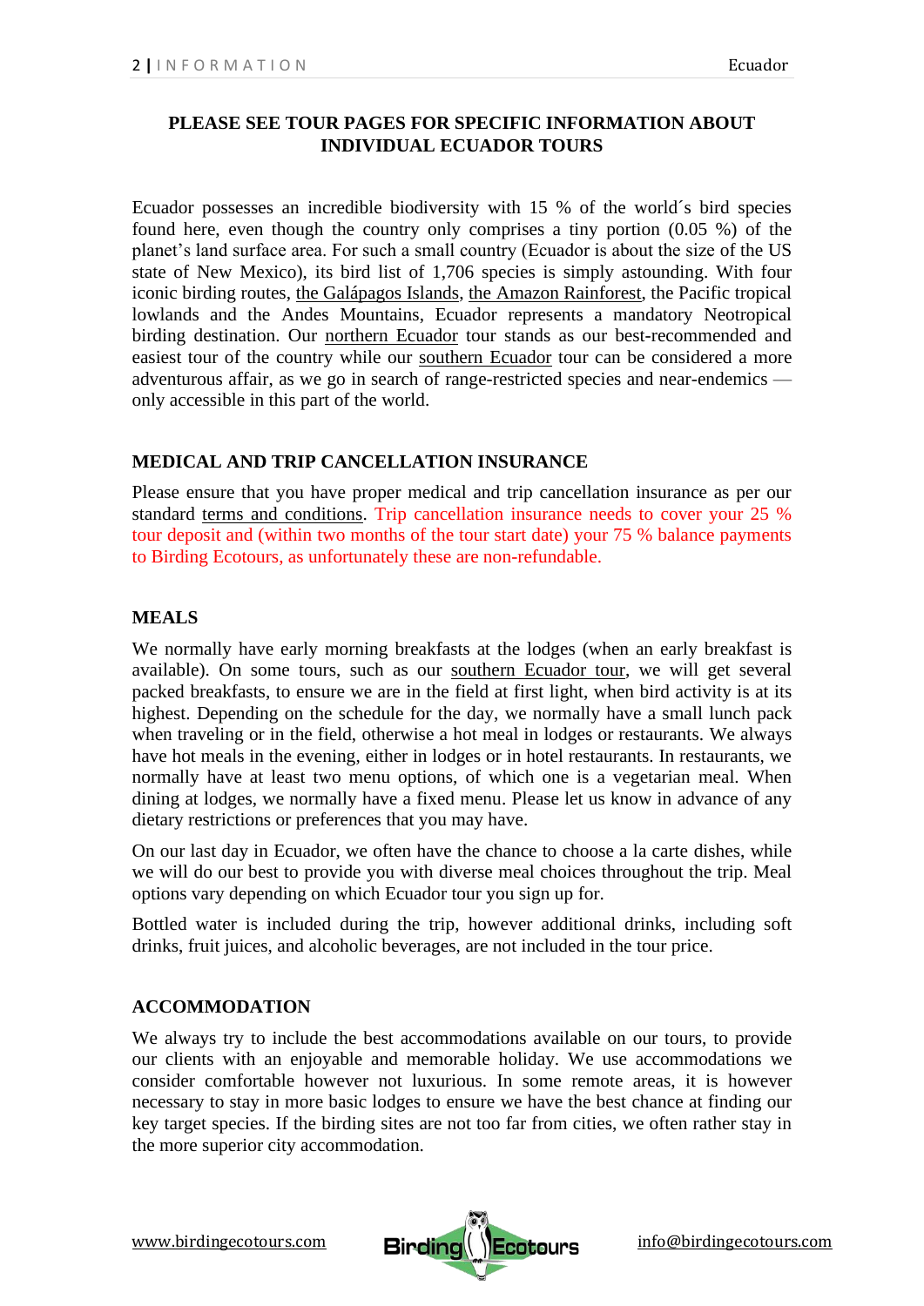**PLEASE SEE TOUR PAGES FOR SPECIFIC INFORMATION ABOUT INDIVIDUAL ECUADOR TOURS**

Ecuador possesses an incredible biodiversity with 15 % of the world´s bird species found here, even though the country only comprises a tiny portion (0.05 %) of the planet's land surface area. For such a small country (Ecuador is about the size of the US state of New Mexico), its bird list of 1,706 species is simply astounding. With four iconic birding routes, the Galápagos Islands, the Amazon Rainforest, the Pacific tropical lowlands and the Andes Mountains, Ecuador represents a mandatory Neotropical birding destination. Our northern Ecuador tour stands as our best-recommended and easiest tour of the country while our southern Ecuador tour can be considered a more adventurous affair, as we go in search of range-restricted species and near-endemics — only accessible in this part of the world.

## MEDICAL AND TRIP CANCELLATION INSURANCE

Please ensure that you have proper medical and trip cancellation insurance as per our standard terms and conditions. Trip cancellation insurance needs to cover your 25 % tour deposit and (within two months of the tour start date) your 75 % balance payments to Birding Ecotours, as unfortunately these are non-refundable.

## MEALS

We normally have early morning breakfasts at the lodges (when an early breakfast is available). On some tours, such as our southern Ecuador tour, we will get several packed breakfasts, to ensure we are in the field at first light, when bird activity is at its highest. Depending on the schedule for the day, we normally have a small lunch pack when traveling or in the field, otherwise a hot meal in lodges or restaurants. We always have hot meals in the evening, either in lodges or in hotel restaurants. In restaurants, we normally have at least two menu options, of which one is a vegetarian meal. When dining at lodges, we normally have a fixed menu. Please let us know in advance of any dietary restrictions or preferences that you may have.

On our last day in Ecuador, we often have the chance to choose a la carte dishes, while we will do our best to provide you with diverse meal choices throughout the trip. Meal options vary depending on which Ecuador tour you sign up for.

Bottled water is included during the trip, however additional drinks, including soft drinks, fruit juices, and alcoholic beverages, are not included in the tour price.

## ACCOMMODATION

We always try to include the best accommodations available on our tours, to provide our clients with an enjoyable and memorable holiday. We use accommodations we consider comfortable however not luxurious. In some remote areas, it is however necessary to stay in more basic lodges to ensure we have the best chance at finding our key target species. If the birding sites are not too far from cities, we often rather stay in the more superior city accommodation.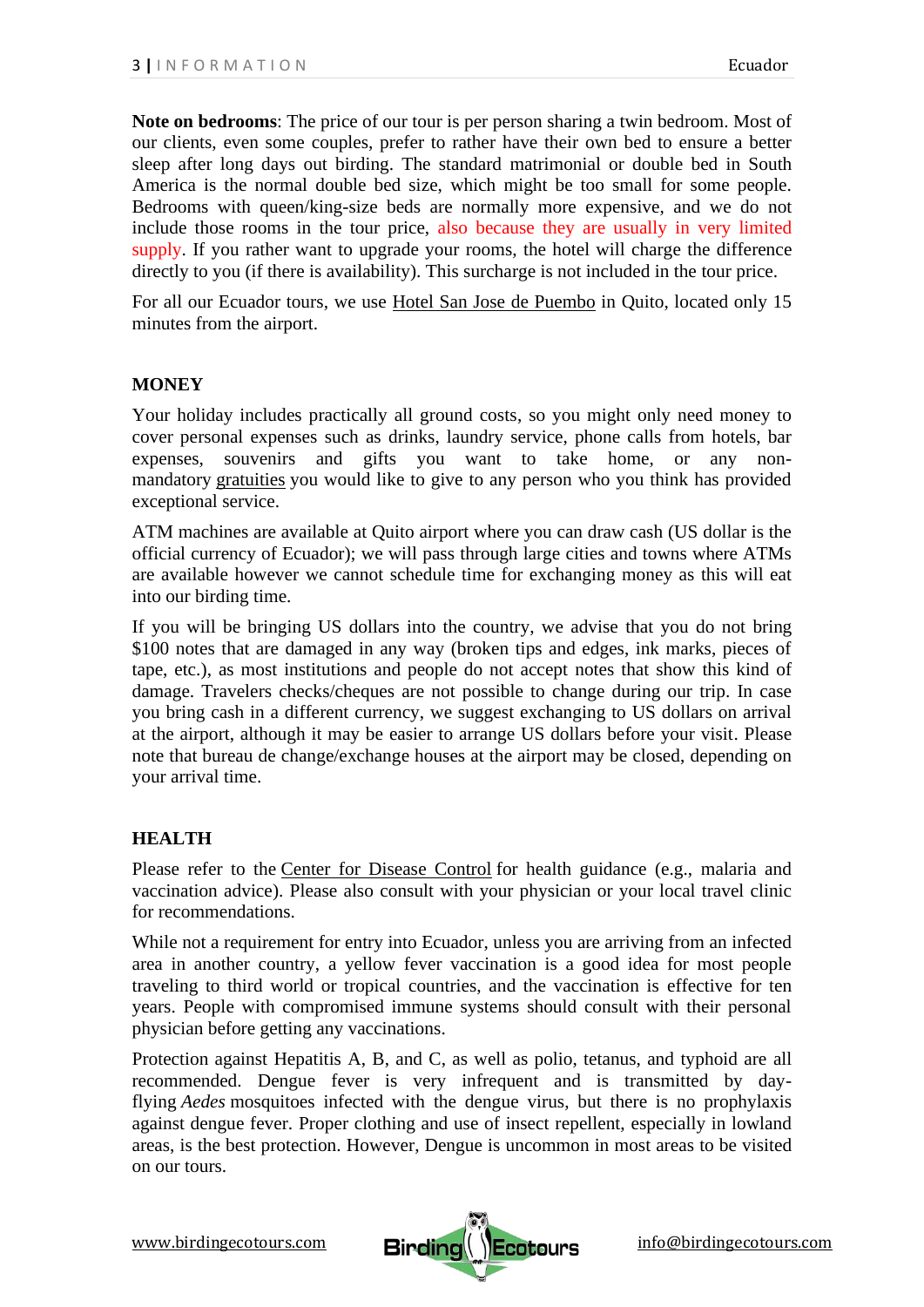**Note on bedrooms**: The price of our tour is per person sharing a twin bedroom. Most of our clients, even some couples, prefer to rather have their own bed to ensure a better sleep after long days out birding. The standard matrimonial or double bed in South America is the normal double bed size, which might be too small for some people. Bedrooms with queen/king-size beds are normally more expensive, and we do not include those rooms in the tour price, also because they are usually in very limited supply. If you rather want to upgrade your rooms, the hotel will charge the difference directly to you (if there is availability). This surcharge is not included in the tour price.

For all our Ecuador tours, we use Hotel San Jose de Puembo in Quito, located only 15 minutes from the airport.

## MONEY

Your holiday includes practically all ground costs, so you might only need money to cover personal expenses such as drinks, laundry service, phone calls from hotels, bar expenses, souvenirs and gifts you want to take home, or any non-mandatory gratuities you would like to give to any person who you think has provided exceptional service.

ATM machines are available at Quito airport where you can draw cash (US dollar is the official currency of Ecuador); we will pass through large cities and towns where ATMs are available however we cannot schedule time for exchanging money as this will eat into our birding time.

If you will be bringing US dollars into the country, we advise that you do not bring $100 notes that are damaged in any way (broken tips and edges, ink marks, pieces of tape, etc.), as most institutions and people do not accept notes that show this kind of damage. Travelers checks/cheques are not possible to change during our trip. In case you bring cash in a different currency, we suggest exchanging to US dollars on arrival at the airport, although it may be easier to arrange US dollars before your visit. Please note that bureau de change/exchange houses at the airport may be closed, depending on your arrival time.

## HEALTH

Please refer to the Center for Disease Control for health guidance (e.g., malaria and vaccination advice). Please also consult with your physician or your local travel clinic for recommendations.

While not a requirement for entry into Ecuador, unless you are arriving from an infected area in another country, a yellow fever vaccination is a good idea for most people traveling to third world or tropical countries, and the vaccination is effective for ten years. People with compromised immune systems should consult with their personal physician before getting any vaccinations.

Protection against Hepatitis A, B, and C, as well as polio, tetanus, and typhoid are all recommended. Dengue fever is very infrequent and is transmitted by day-flying *Aedes* mosquitoes infected with the dengue virus, but there is no prophylaxis against dengue fever. Proper clothing and use of insect repellent, especially in lowland areas, is the best protection. However, Dengue is uncommon in most areas to be visited on our tours.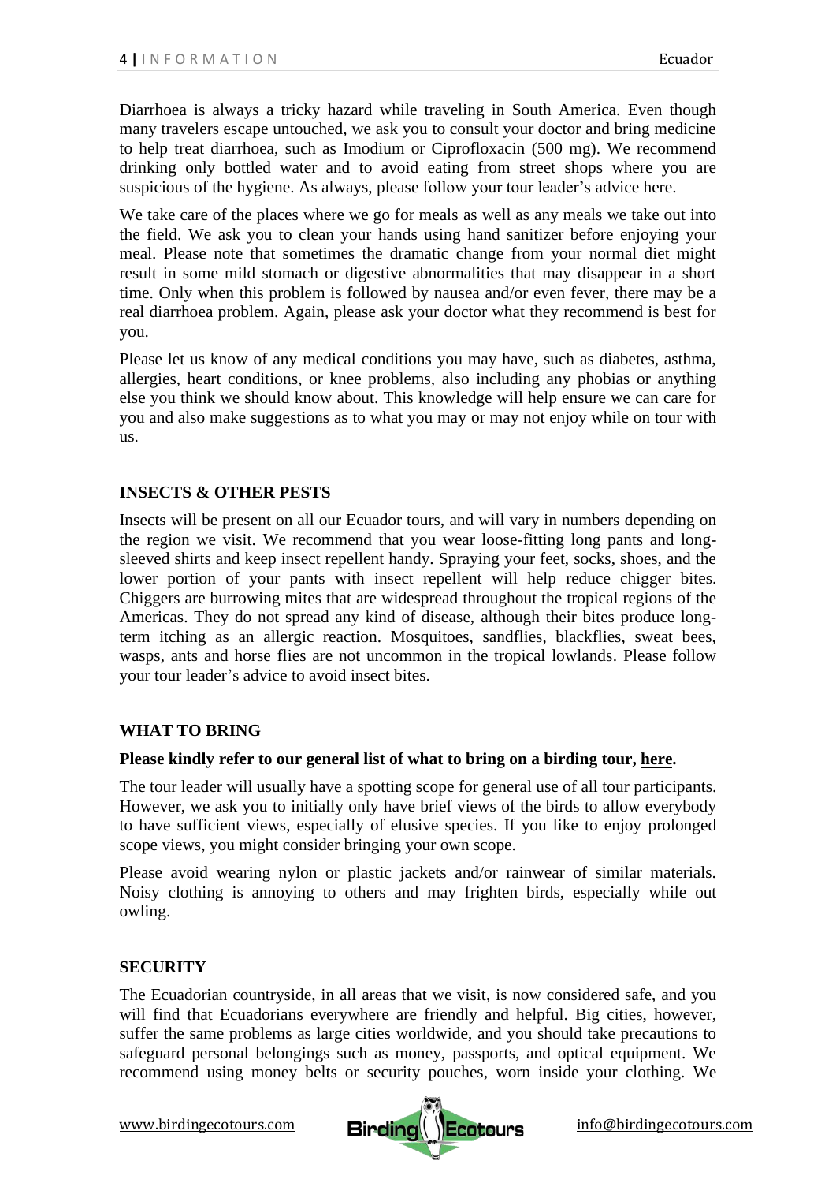Diarrhoea is always a tricky hazard while traveling in South America. Even though many travelers escape untouched, we ask you to consult your doctor and bring medicine to help treat diarrhoea, such as Imodium or Ciprofloxacin (500 mg). We recommend drinking only bottled water and to avoid eating from street shops where you are suspicious of the hygiene. As always, please follow your tour leader's advice here.

We take care of the places where we go for meals as well as any meals we take out into the field. We ask you to clean your hands using hand sanitizer before enjoying your meal. Please note that sometimes the dramatic change from your normal diet might result in some mild stomach or digestive abnormalities that may disappear in a short time. Only when this problem is followed by nausea and/or even fever, there may be a real diarrhoea problem. Again, please ask your doctor what they recommend is best for you.

Please let us know of any medical conditions you may have, such as diabetes, asthma, allergies, heart conditions, or knee problems, also including any phobias or anything else you think we should know about. This knowledge will help ensure we can care for you and also make suggestions as to what you may or may not enjoy while on tour with us.

## INSECTS & OTHER PESTS

Insects will be present on all our Ecuador tours, and will vary in numbers depending on the region we visit. We recommend that you wear loose-fitting long pants and long-sleeved shirts and keep insect repellent handy. Spraying your feet, socks, shoes, and the lower portion of your pants with insect repellent will help reduce chigger bites. Chiggers are burrowing mites that are widespread throughout the tropical regions of the Americas. They do not spread any kind of disease, although their bites produce long-term itching as an allergic reaction. Mosquitoes, sandflies, blackflies, sweat bees, wasps, ants and horse flies are not uncommon in the tropical lowlands. Please follow your tour leader's advice to avoid insect bites.

## WHAT TO BRING

**Please kindly refer to our general list of what to bring on a birding tour, here.**

The tour leader will usually have a spotting scope for general use of all tour participants. However, we ask you to initially only have brief views of the birds to allow everybody to have sufficient views, especially of elusive species. If you like to enjoy prolonged scope views, you might consider bringing your own scope.

Please avoid wearing nylon or plastic jackets and/or rainwear of similar materials. Noisy clothing is annoying to others and may frighten birds, especially while out owling.

## SECURITY

The Ecuadorian countryside, in all areas that we visit, is now considered safe, and you will find that Ecuadorians everywhere are friendly and helpful. Big cities, however, suffer the same problems as large cities worldwide, and you should take precautions to safeguard personal belongings such as money, passports, and optical equipment. We recommend using money belts or security pouches, worn inside your clothing. We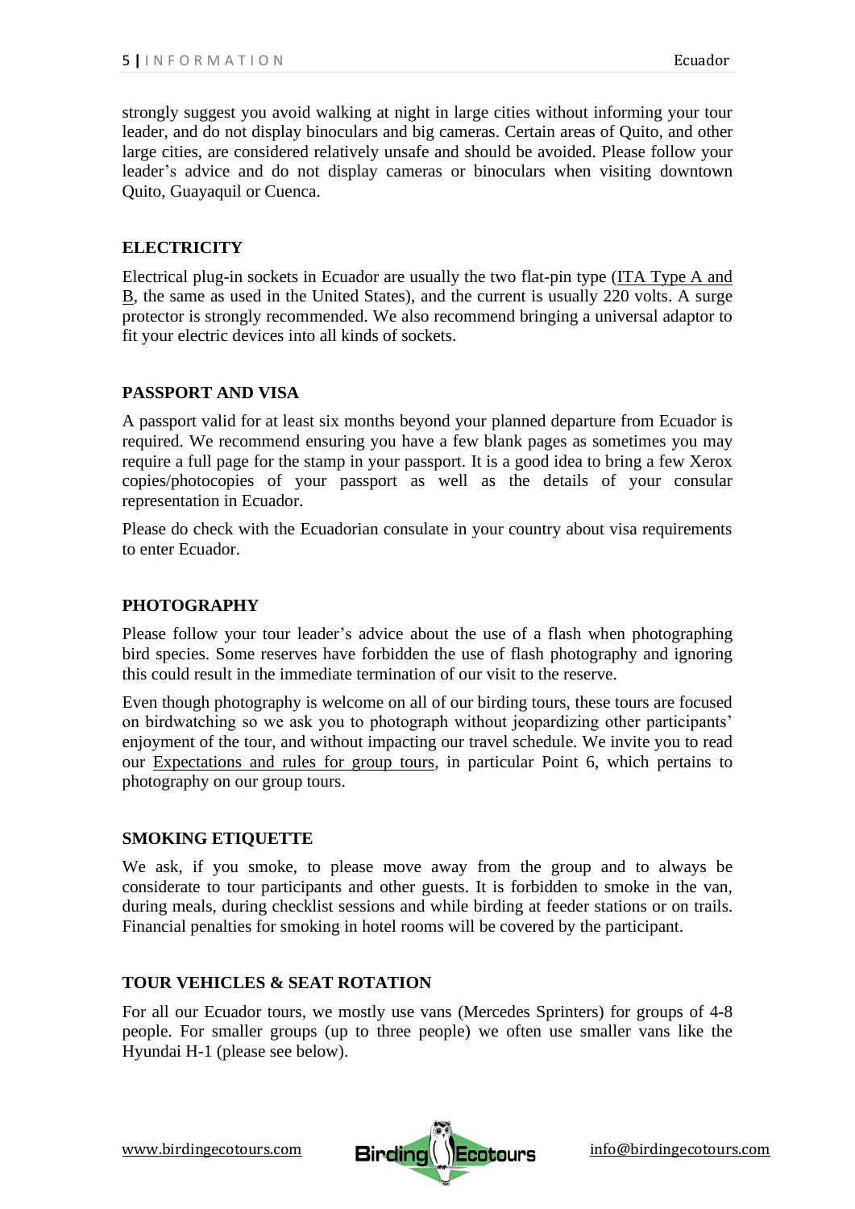strongly suggest you avoid walking at night in large cities without informing your tour leader, and do not display binoculars and big cameras. Certain areas of Quito, and other large cities, are considered relatively unsafe and should be avoided. Please follow your leader's advice and do not display cameras or binoculars when visiting downtown Quito, Guayaquil or Cuenca.

## ELECTRICITY

Electrical plug-in sockets in Ecuador are usually the two flat-pin type (ITA Type A and B, the same as used in the United States), and the current is usually 220 volts. A surge protector is strongly recommended. We also recommend bringing a universal adaptor to fit your electric devices into all kinds of sockets.

## PASSPORT AND VISA

A passport valid for at least six months beyond your planned departure from Ecuador is required. We recommend ensuring you have a few blank pages as sometimes you may require a full page for the stamp in your passport. It is a good idea to bring a few Xerox copies/photocopies of your passport as well as the details of your consular representation in Ecuador.

Please do check with the Ecuadorian consulate in your country about visa requirements to enter Ecuador.

## PHOTOGRAPHY

Please follow your tour leader's advice about the use of a flash when photographing bird species. Some reserves have forbidden the use of flash photography and ignoring this could result in the immediate termination of our visit to the reserve.

Even though photography is welcome on all of our birding tours, these tours are focused on birdwatching so we ask you to photograph without jeopardizing other participants' enjoyment of the tour, and without impacting our travel schedule. We invite you to read our Expectations and rules for group tours, in particular Point 6, which pertains to photography on our group tours.

## SMOKING ETIQUETTE

We ask, if you smoke, to please move away from the group and to always be considerate to tour participants and other guests. It is forbidden to smoke in the van, during meals, during checklist sessions and while birding at feeder stations or on trails. Financial penalties for smoking in hotel rooms will be covered by the participant.

## TOUR VEHICLES & SEAT ROTATION

For all our Ecuador tours, we mostly use vans (Mercedes Sprinters) for groups of 4-8 people. For smaller groups (up to three people) we often use smaller vans like the Hyundai H-1 (please see below).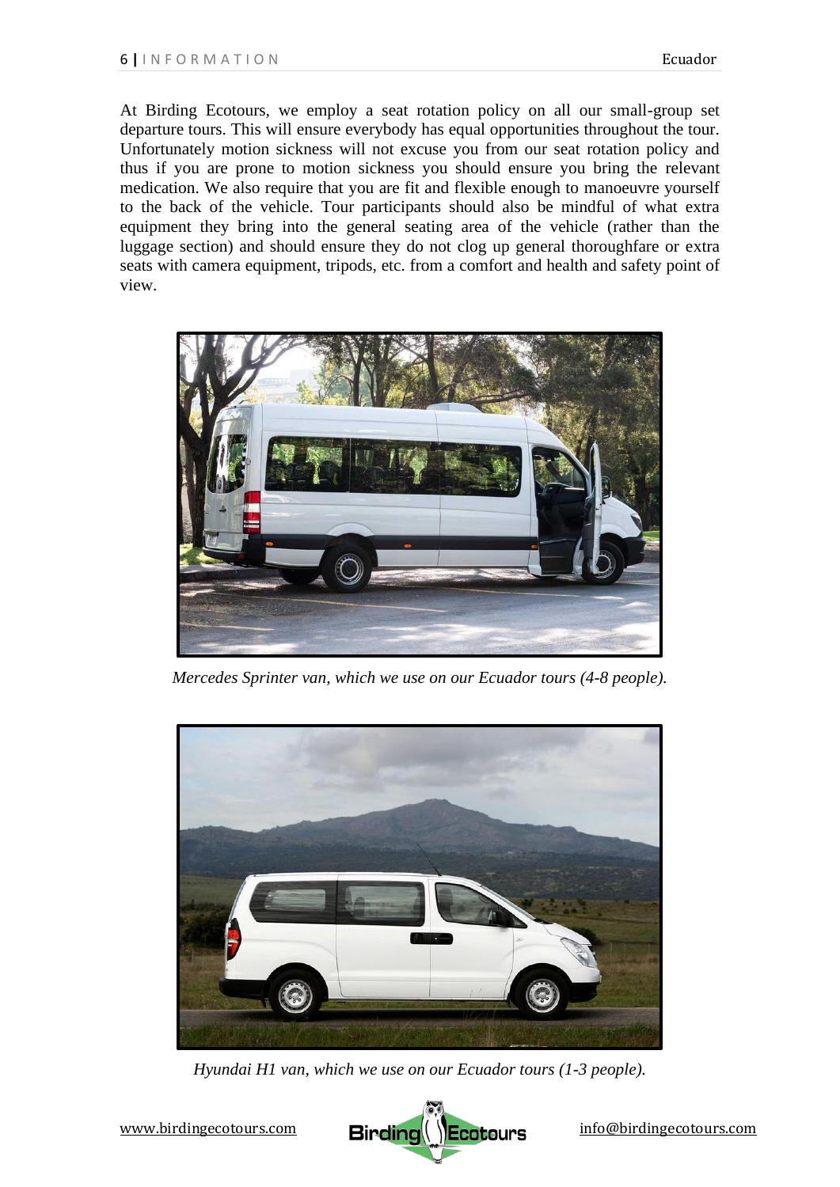At Birding Ecotours, we employ a seat rotation policy on all our small-group set departure tours. This will ensure everybody has equal opportunities throughout the tour. Unfortunately motion sickness will not excuse you from our seat rotation policy and thus if you are prone to motion sickness you should ensure you bring the relevant medication. We also require that you are fit and flexible enough to manoeuvre yourself to the back of the vehicle. Tour participants should also be mindful of what extra equipment they bring into the general seating area of the vehicle (rather than the luggage section) and should ensure they do not clog up general thoroughfare or extra seats with camera equipment, tripods, etc. from a comfort and health and safety point of view.

*Mercedes Sprinter van, which we use on our Ecuador tours (4-8 people).*

*Hyundai H1 van, which we use on our Ecuador tours (1-3 people).*